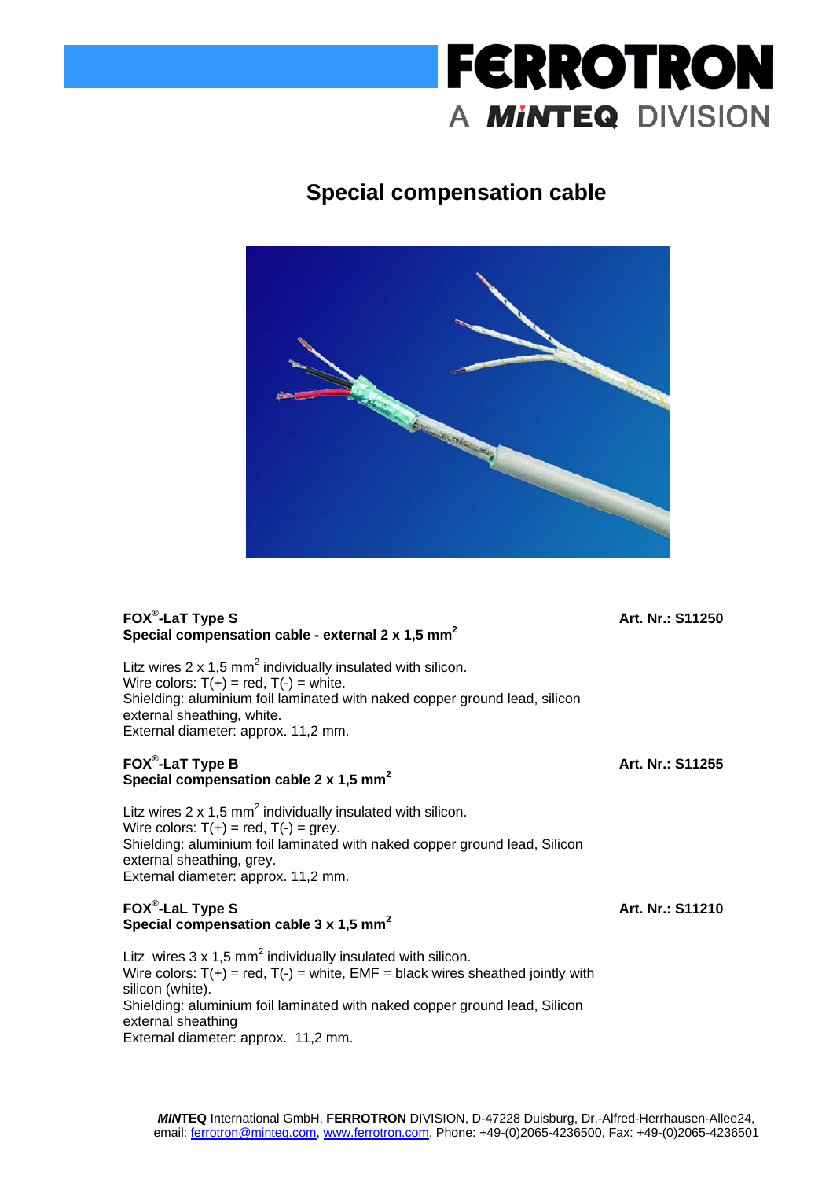# Special compensation cable

**FOX®-LaT Type S** **Art. Nr.: S11250**
**Special compensation cable - external 2 x 1,5 mm$^2$**

Litz wires 2 x 1,5 mm$^2$ individually insulated with silicon.
Wire colors: T(+) = red, T(-) = white.
Shielding: aluminium foil laminated with naked copper ground lead, silicon external sheathing, white.
External diameter: approx. 11,2 mm.

**FOX®-LaT Type B** **Art. Nr.: S11255**
**Special compensation cable 2 x 1,5 mm$^2$**

Litz wires 2 x 1,5 mm$^2$ individually insulated with silicon.
Wire colors: T(+) = red, T(-) = grey.
Shielding: aluminium foil laminated with naked copper ground lead, Silicon external sheathing, grey.
External diameter: approx. 11,2 mm.

**FOX®-LaL Type S** **Art. Nr.: S11210**
**Special compensation cable 3 x 1,5 mm$^2$**

Litz wires 3 x 1,5 mm$^2$ individually insulated with silicon.
Wire colors: T(+) = red, T(-) = white, EMF = black wires sheathed jointly with silicon (white).
Shielding: aluminium foil laminated with naked copper ground lead, Silicon external sheathing
External diameter: approx. 11,2 mm.

***MIN*TEQ** International GmbH, **FERROTRON** DIVISION, D-47228 Duisburg, Dr.-Alfred-Herrhausen-Allee24, email: ferrotron@minteq.com, www.ferrotron.com, Phone: +49-(0)2065-4236500, Fax: +49-(0)2065-4236501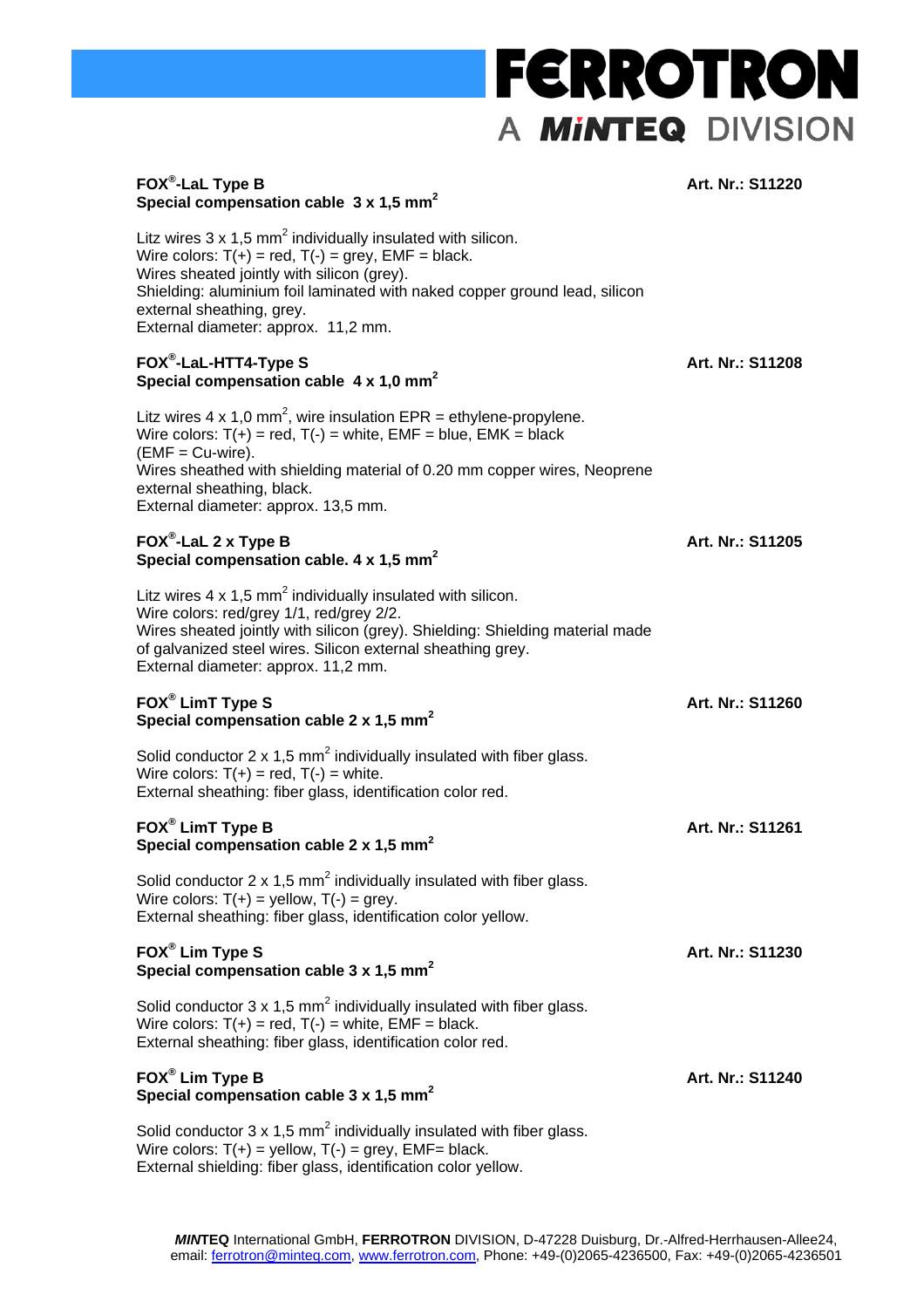**FOX®-LaL Type B** **Art. Nr.: S11220**
**Special compensation cable 3 x 1,5 mm²**

Litz wires 3 x 1,5 mm² individually insulated with silicon.
Wire colors: T(+) = red, T(-) = grey, EMF = black.
Wires sheated jointly with silicon (grey).
Shielding: aluminium foil laminated with naked copper ground lead, silicon external sheathing, grey.
External diameter: approx. 11,2 mm.

**FOX®-LaL-HTT4-Type S** **Art. Nr.: S11208**
**Special compensation cable 4 x 1,0 mm²**

Litz wires 4 x 1,0 mm², wire insulation EPR = ethylene-propylene.
Wire colors: T(+) = red, T(-) = white, EMF = blue, EMK = black
(EMF = Cu-wire).
Wires sheathed with shielding material of 0.20 mm copper wires, Neoprene external sheathing, black.
External diameter: approx. 13,5 mm.

**FOX®-LaL 2 x Type B** **Art. Nr.: S11205**
**Special compensation cable. 4 x 1,5 mm²**

Litz wires 4 x 1,5 mm² individually insulated with silicon.
Wire colors: red/grey 1/1, red/grey 2/2.
Wires sheated jointly with silicon (grey). Shielding: Shielding material made of galvanized steel wires. Silicon external sheathing grey.
External diameter: approx. 11,2 mm.

**FOX® LimT Type S** **Art. Nr.: S11260**
**Special compensation cable 2 x 1,5 mm²**

Solid conductor 2 x 1,5 mm² individually insulated with fiber glass.
Wire colors: T(+) = red, T(-) = white.
External sheathing: fiber glass, identification color red.

**FOX® LimT Type B** **Art. Nr.: S11261**
**Special compensation cable 2 x 1,5 mm²**

Solid conductor 2 x 1,5 mm² individually insulated with fiber glass.
Wire colors: T(+) = yellow, T(-) = grey.
External sheathing: fiber glass, identification color yellow.

**FOX® Lim Type S** **Art. Nr.: S11230**
**Special compensation cable 3 x 1,5 mm²**

Solid conductor 3 x 1,5 mm² individually insulated with fiber glass.
Wire colors: T(+) = red, T(-) = white, EMF = black.
External sheathing: fiber glass, identification color red.

**FOX® Lim Type B** **Art. Nr.: S11240**
**Special compensation cable 3 x 1,5 mm²**

Solid conductor 3 x 1,5 mm² individually insulated with fiber glass.
Wire colors: T(+) = yellow, T(-) = grey, EMF= black.
External shielding: fiber glass, identification color yellow.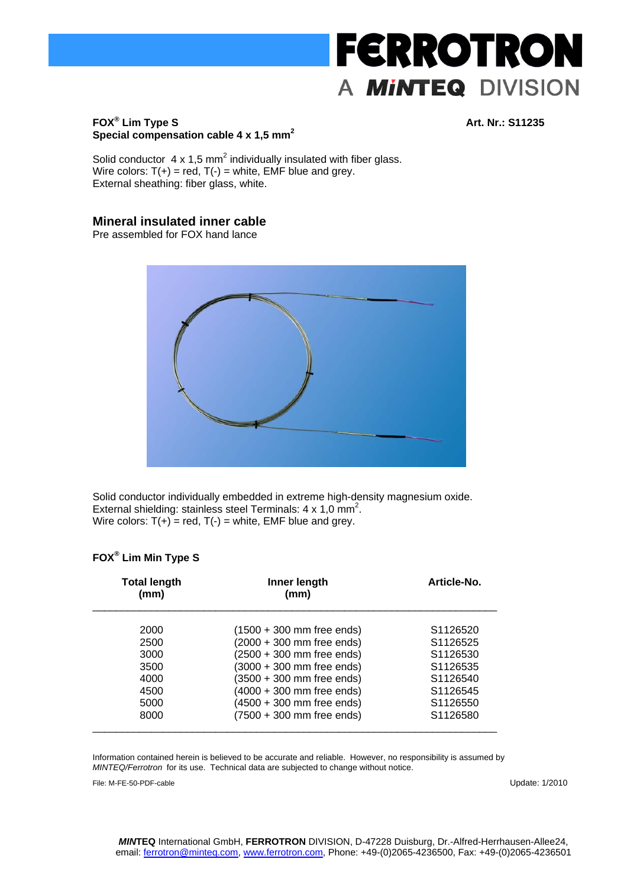**FOX® Lim Type S**
**Special compensation cable 4 x 1,5 mm²**

**Art. Nr.: S11235**

Solid conductor 4 x 1,5 mm² individually insulated with fiber glass.
Wire colors: T(+) = red, T(-) = white, EMF blue and grey.
External sheathing: fiber glass, white.

## Mineral insulated inner cable

Pre assembled for FOX hand lance

Solid conductor individually embedded in extreme high-density magnesium oxide.
External shielding: stainless steel Terminals: 4 x 1,0 mm².
Wire colors: T(+) = red, T(-) = white, EMF blue and grey.

**FOX® Lim Min Type S**

| Total length (mm) | Inner length (mm) | Article-No. |
|---|---|---|
| 2000 | (1500 + 300 mm free ends) | S1126520 |
| 2500 | (2000 + 300 mm free ends) | S1126525 |
| 3000 | (2500 + 300 mm free ends) | S1126530 |
| 3500 | (3000 + 300 mm free ends) | S1126535 |
| 4000 | (3500 + 300 mm free ends) | S1126540 |
| 4500 | (4000 + 300 mm free ends) | S1126545 |
| 5000 | (4500 + 300 mm free ends) | S1126550 |
| 8000 | (7500 + 300 mm free ends) | S1126580 |

Information contained herein is believed to be accurate and reliable. However, no responsibility is assumed by *MINTEQ/Ferrotron* for its use. Technical data are subjected to change without notice.

File: M-FE-50-PDF-cable

Update: 1/2010

***MIN*TEQ** International GmbH, **FERROTRON** DIVISION, D-47228 Duisburg, Dr.-Alfred-Herrhausen-Allee24, email: ferrotron@minteq.com, www.ferrotron.com, Phone: +49-(0)2065-4236500, Fax: +49-(0)2065-4236501